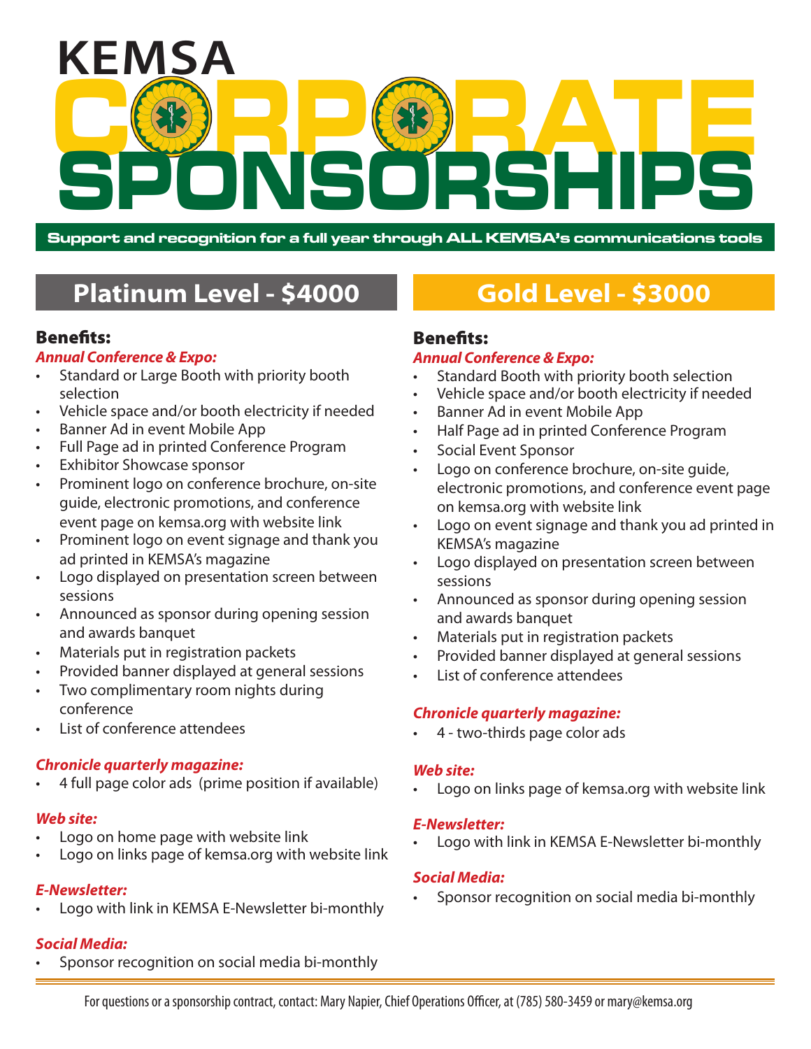# KEMSA CORPORATE SPONSORSHIPS

**Support and recognition for a full year through ALL KEMSA's communications tools**

## Platinum Level - $4000

### Benefits:

***Annual Conference & Expo:***

- Standard or Large Booth with priority booth selection
- Vehicle space and/or booth electricity if needed
- Banner Ad in event Mobile App
- Full Page ad in printed Conference Program
- Exhibitor Showcase sponsor
- Prominent logo on conference brochure, on-site guide, electronic promotions, and conference event page on kemsa.org with website link
- Prominent logo on event signage and thank you ad printed in KEMSA's magazine
- Logo displayed on presentation screen between sessions
- Announced as sponsor during opening session and awards banquet
- Materials put in registration packets
- Provided banner displayed at general sessions
- Two complimentary room nights during conference
- List of conference attendees

***Chronicle quarterly magazine:***

- 4 full page color ads (prime position if available)

***Web site:***

- Logo on home page with website link
- Logo on links page of kemsa.org with website link

***E-Newsletter:***

- Logo with link in KEMSA E-Newsletter bi-monthly

***Social Media:***

- Sponsor recognition on social media bi-monthly

## Gold Level - $3000

### Benefits:

***Annual Conference & Expo:***

- Standard Booth with priority booth selection
- Vehicle space and/or booth electricity if needed
- Banner Ad in event Mobile App
- Half Page ad in printed Conference Program
- Social Event Sponsor
- Logo on conference brochure, on-site guide, electronic promotions, and conference event page on kemsa.org with website link
- Logo on event signage and thank you ad printed in KEMSA's magazine
- Logo displayed on presentation screen between sessions
- Announced as sponsor during opening session and awards banquet
- Materials put in registration packets
- Provided banner displayed at general sessions
- List of conference attendees

***Chronicle quarterly magazine:***

- 4 - two-thirds page color ads

***Web site:***

- Logo on links page of kemsa.org with website link

***E-Newsletter:***

- Logo with link in KEMSA E-Newsletter bi-monthly

***Social Media:***

- Sponsor recognition on social media bi-monthly

For questions or a sponsorship contract, contact: Mary Napier, Chief Operations Officer, at (785) 580-3459 or mary@kemsa.org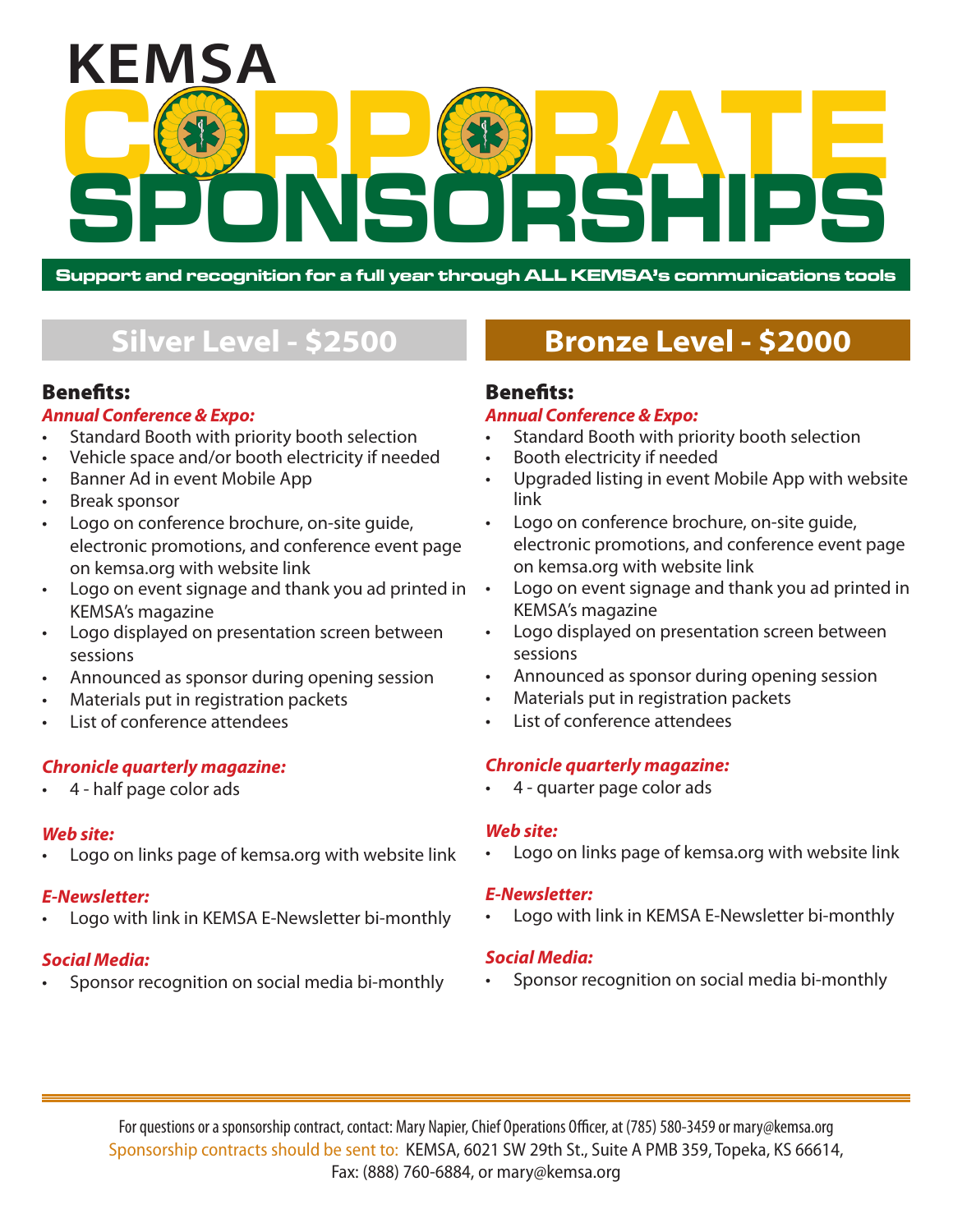# KEMSA CORPORATE SPONSORSHIPS

**Support and recognition for a full year through ALL KEMSA's communications tools**

## Silver Level - $2500

### Benefits:

***Annual Conference & Expo:***

- Standard Booth with priority booth selection
- Vehicle space and/or booth electricity if needed
- Banner Ad in event Mobile App
- Break sponsor
- Logo on conference brochure, on-site guide, electronic promotions, and conference event page on kemsa.org with website link
- Logo on event signage and thank you ad printed in KEMSA's magazine
- Logo displayed on presentation screen between sessions
- Announced as sponsor during opening session
- Materials put in registration packets
- List of conference attendees

***Chronicle quarterly magazine:***

- 4 - half page color ads

***Web site:***

- Logo on links page of kemsa.org with website link

***E-Newsletter:***

- Logo with link in KEMSA E-Newsletter bi-monthly

***Social Media:***

- Sponsor recognition on social media bi-monthly

## Bronze Level - $2000

### Benefits:

***Annual Conference & Expo:***

- Standard Booth with priority booth selection
- Booth electricity if needed
- Upgraded listing in event Mobile App with website link
- Logo on conference brochure, on-site guide, electronic promotions, and conference event page on kemsa.org with website link
- Logo on event signage and thank you ad printed in KEMSA's magazine
- Logo displayed on presentation screen between sessions
- Announced as sponsor during opening session
- Materials put in registration packets
- List of conference attendees

***Chronicle quarterly magazine:***

- 4 - quarter page color ads

***Web site:***

- Logo on links page of kemsa.org with website link

***E-Newsletter:***

- Logo with link in KEMSA E-Newsletter bi-monthly

***Social Media:***

- Sponsor recognition on social media bi-monthly

---

For questions or a sponsorship contract, contact: Mary Napier, Chief Operations Officer, at (785) 580-3459 or mary@kemsa.org

Sponsorship contracts should be sent to: KEMSA, 6021 SW 29th St., Suite A PMB 359, Topeka, KS 66614, Fax: (888) 760-6884, or mary@kemsa.org